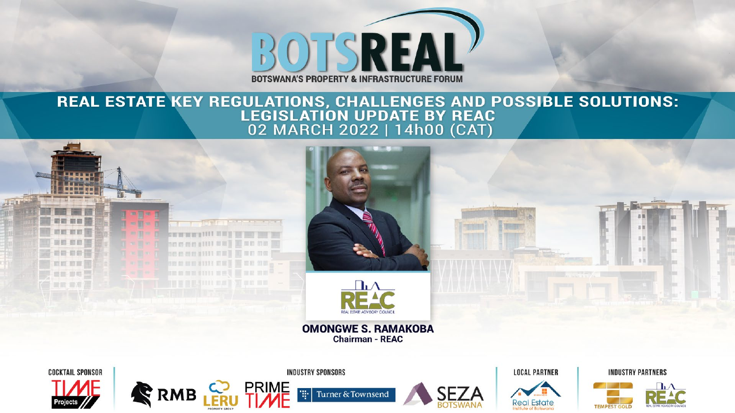# BOTSREAL

BOTSWANA'S PROPERTY & INFRASTRUCTURE FORUM

## REAL ESTATE KEY REGULATIONS, CHALLENGES AND POSSIBLE SOLUTIONS: LEGISLATION UPDATE BY REAC

02 MARCH 2022 | 14h00 (CAT)

REAC
REAL ESTATE ADVISORY COUNCIL

**OMONGWE S. RAMAKOBA**
**Chairman - REAC**

COCKTAIL SPONSOR: TIME Projects

INDUSTRY SPONSORS: RMB, LERU PROPERTY GROUP, PRIME TIME, Turner & Townsend, SEZA BOTSWANA

LOCAL PARTNER: Real Estate Institute of Botswana

INDUSTRY PARTNERS: TEMPEST GOLD, REAC REAL ESTATE ADVISORY COUNCIL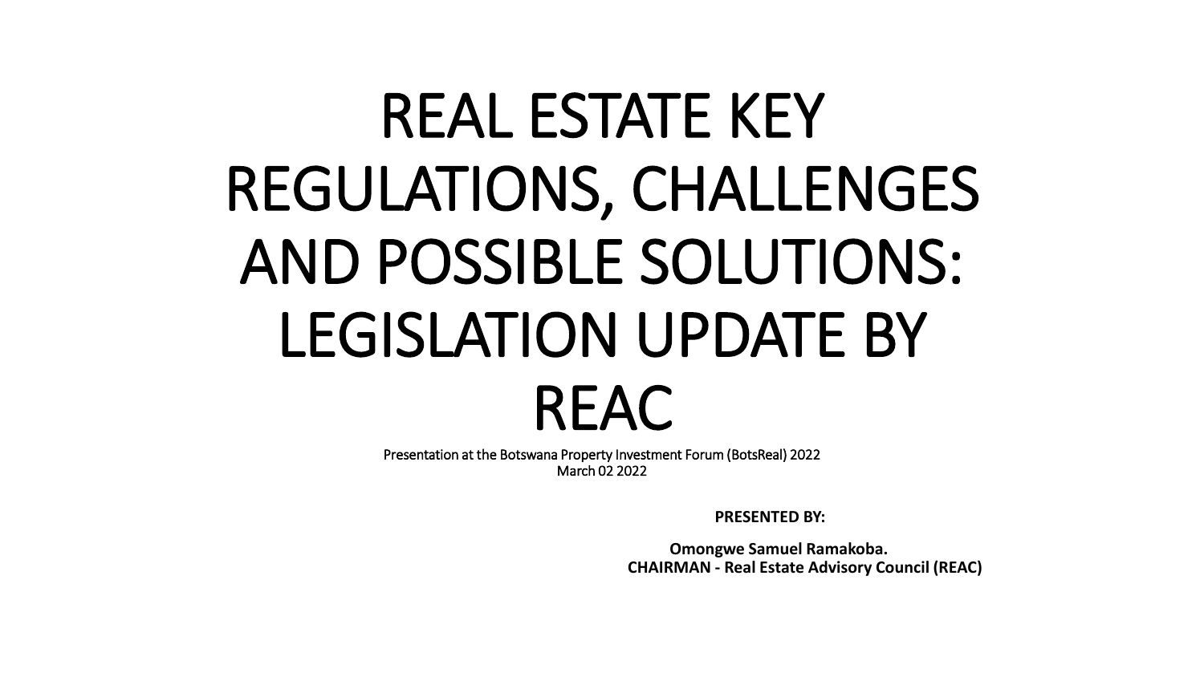# REAL ESTATE KEY REGULATIONS, CHALLENGES AND POSSIBLE SOLUTIONS: LEGISLATION UPDATE BY REAC

Presentation at the Botswana Property Investment Forum (BotsReal) 2022
March 02 2022

**PRESENTED BY:**

**Omongwe Samuel Ramakoba.**
**CHAIRMAN - Real Estate Advisory Council (REAC)**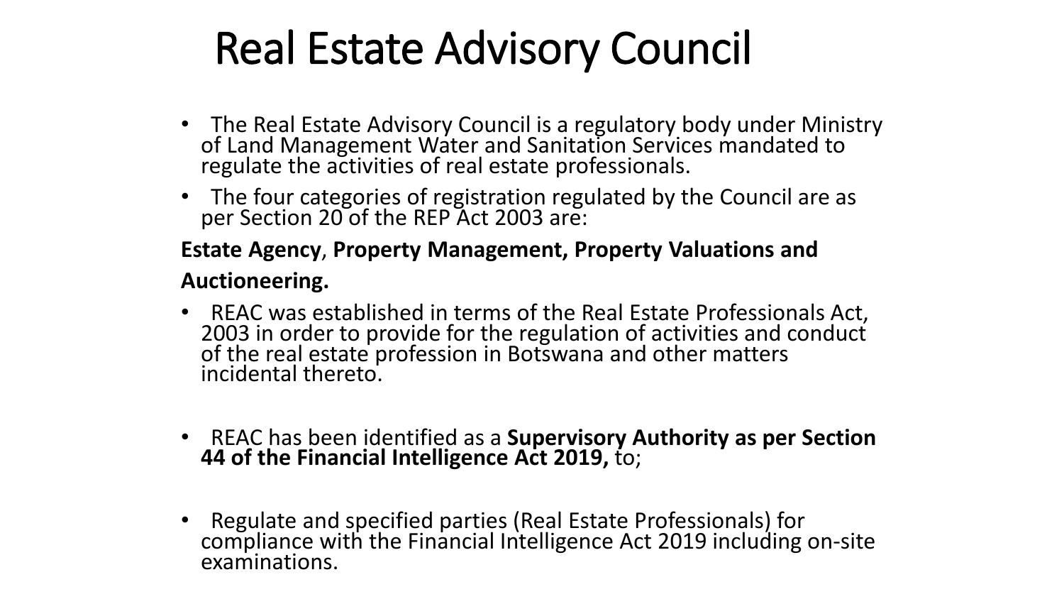# Real Estate Advisory Council

- The Real Estate Advisory Council is a regulatory body under Ministry of Land Management Water and Sanitation Services mandated to regulate the activities of real estate professionals.
- The four categories of registration regulated by the Council are as per Section 20 of the REP Act 2003 are:

**Estate Agency**, **Property Management, Property Valuations and Auctioneering.**

- REAC was established in terms of the Real Estate Professionals Act, 2003 in order to provide for the regulation of activities and conduct of the real estate profession in Botswana and other matters incidental thereto.

- REAC has been identified as a **Supervisory Authority as per Section 44 of the Financial Intelligence Act 2019,** to;

- Regulate and specified parties (Real Estate Professionals) for compliance with the Financial Intelligence Act 2019 including on-site examinations.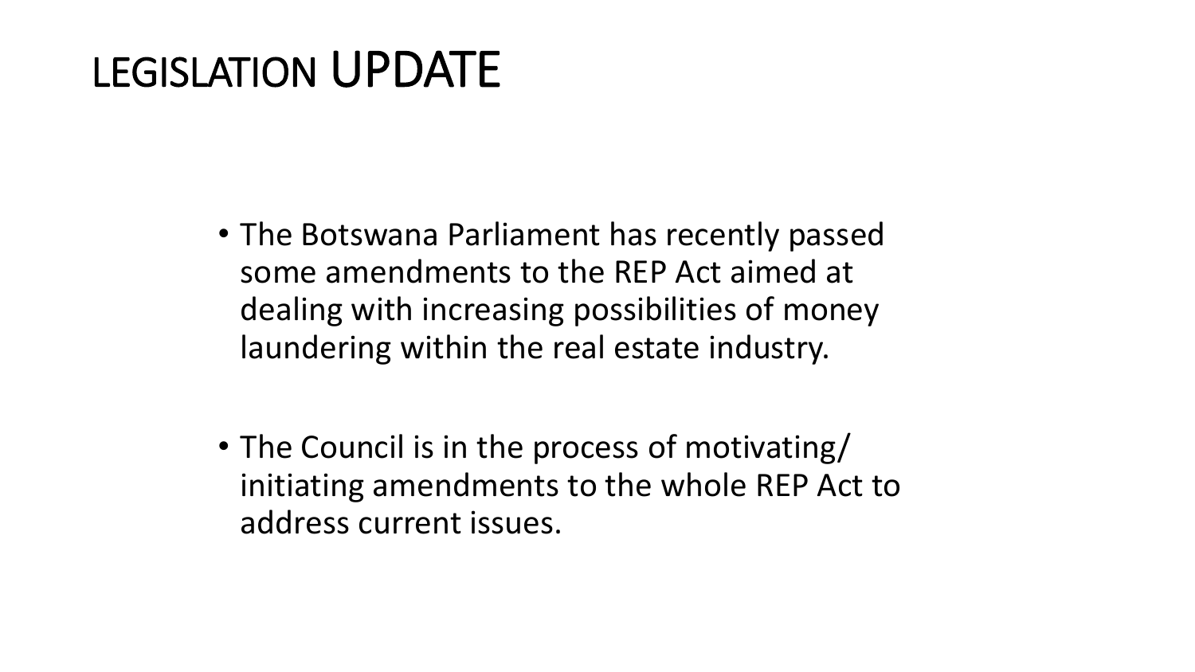# LEGISLATION UPDATE

- The Botswana Parliament has recently passed some amendments to the REP Act aimed at dealing with increasing possibilities of money laundering within the real estate industry.

- The Council is in the process of motivating/ initiating amendments to the whole REP Act to address current issues.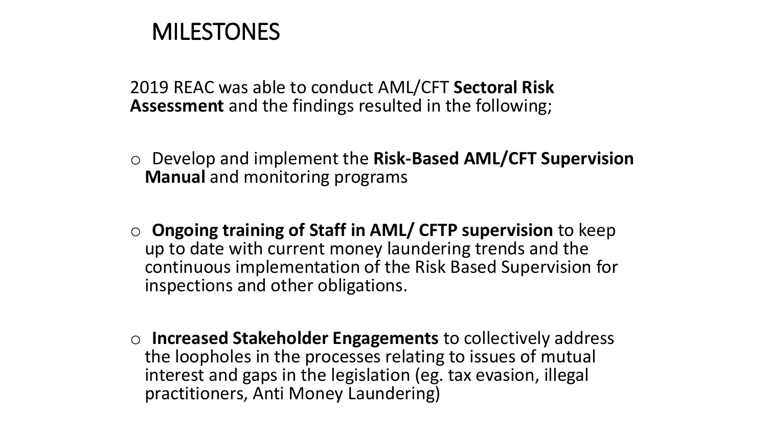# MILESTONES

2019 REAC was able to conduct AML/CFT **Sectoral Risk Assessment** and the findings resulted in the following;

- Develop and implement the **Risk-Based AML/CFT Supervision Manual** and monitoring programs
- **Ongoing training of Staff in AML/ CFTP supervision** to keep up to date with current money laundering trends and the continuous implementation of the Risk Based Supervision for inspections and other obligations.
- **Increased Stakeholder Engagements** to collectively address the loopholes in the processes relating to issues of mutual interest and gaps in the legislation (eg. tax evasion, illegal practitioners, Anti Money Laundering)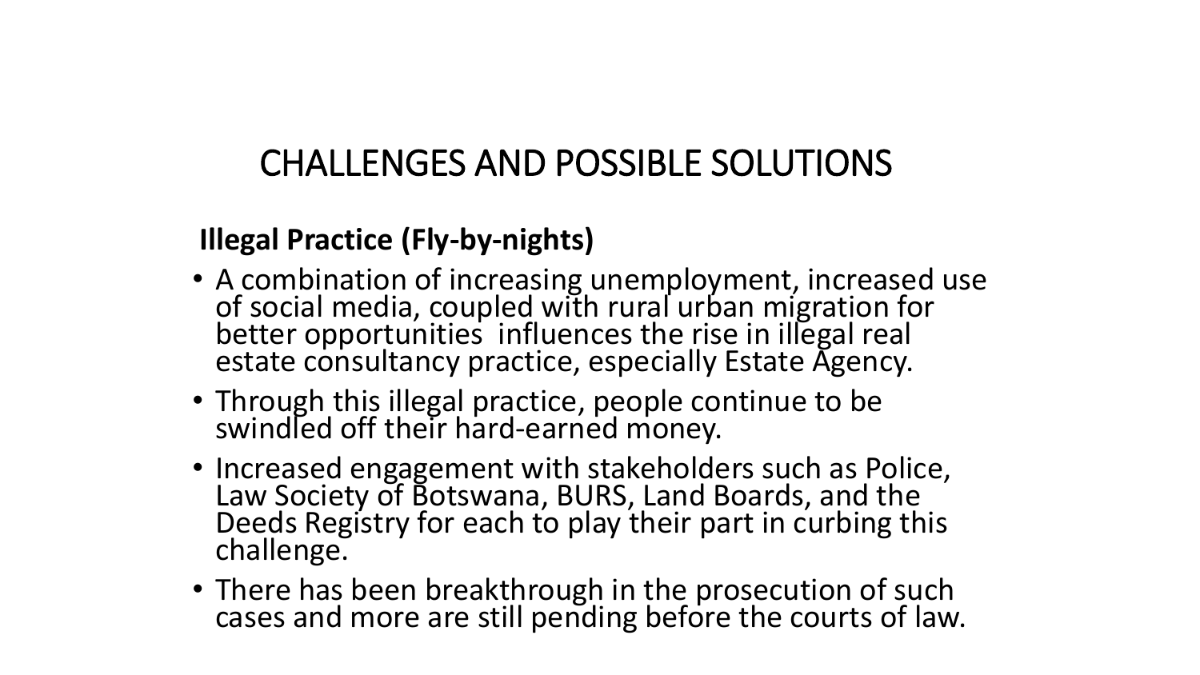# CHALLENGES AND POSSIBLE SOLUTIONS

**Illegal Practice (Fly-by-nights)**

- A combination of increasing unemployment, increased use of social media, coupled with rural urban migration for better opportunities influences the rise in illegal real estate consultancy practice, especially Estate Agency.
- Through this illegal practice, people continue to be swindled off their hard-earned money.
- Increased engagement with stakeholders such as Police, Law Society of Botswana, BURS, Land Boards, and the Deeds Registry for each to play their part in curbing this challenge.
- There has been breakthrough in the prosecution of such cases and more are still pending before the courts of law.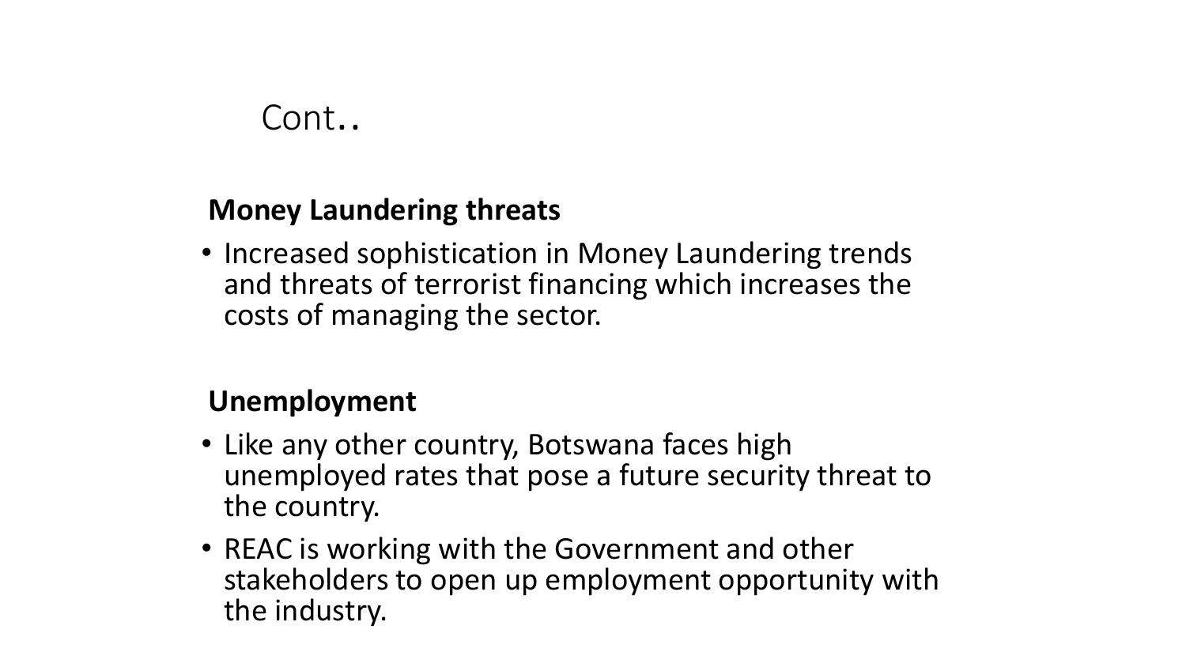# Cont..

**Money Laundering threats**

- Increased sophistication in Money Laundering trends and threats of terrorist financing which increases the costs of managing the sector.

**Unemployment**

- Like any other country, Botswana faces high unemployed rates that pose a future security threat to the country.
- REAC is working with the Government and other stakeholders to open up employment opportunity with the industry.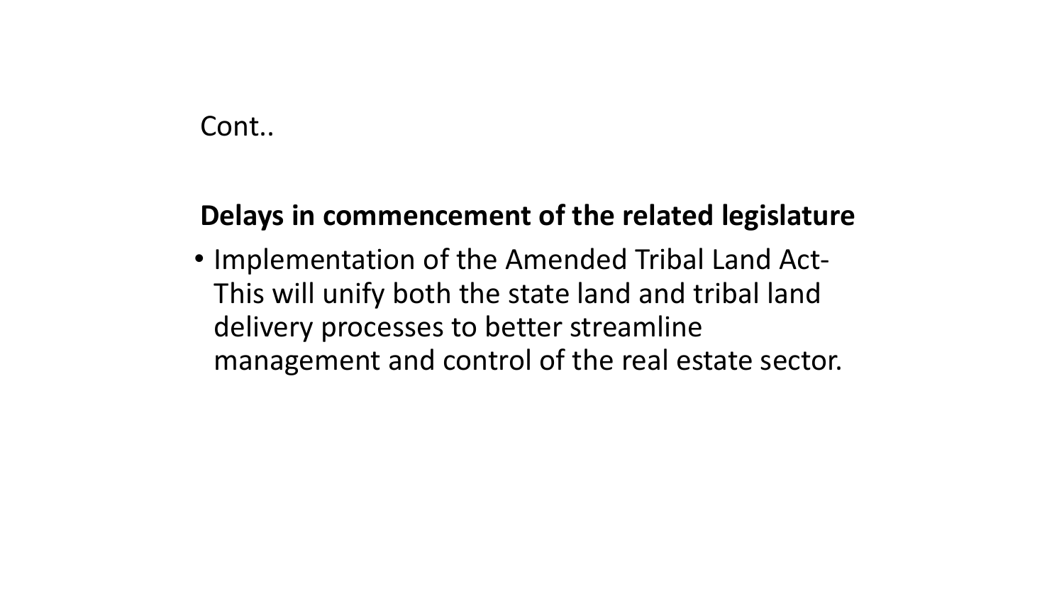Cont..

**Delays in commencement of the related legislature**

- Implementation of the Amended Tribal Land Act- This will unify both the state land and tribal land delivery processes to better streamline management and control of the real estate sector.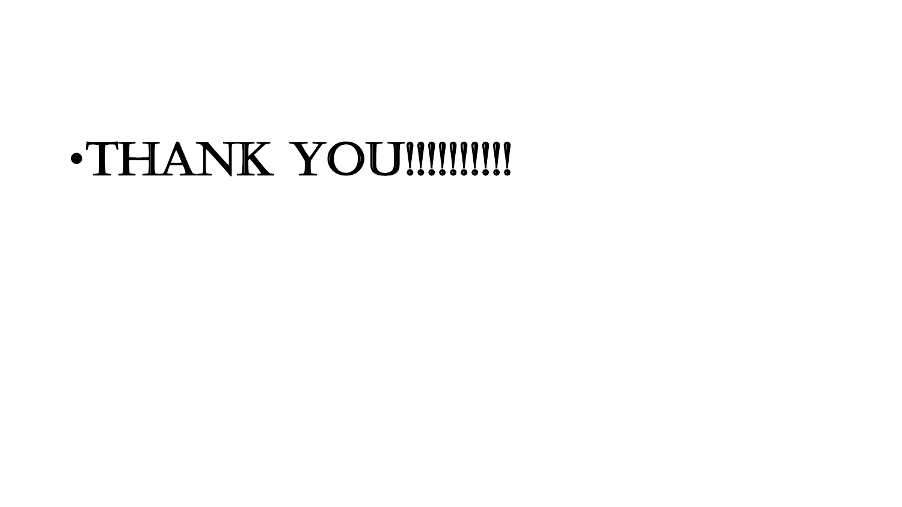- THANK YOU!!!!!!!!!!